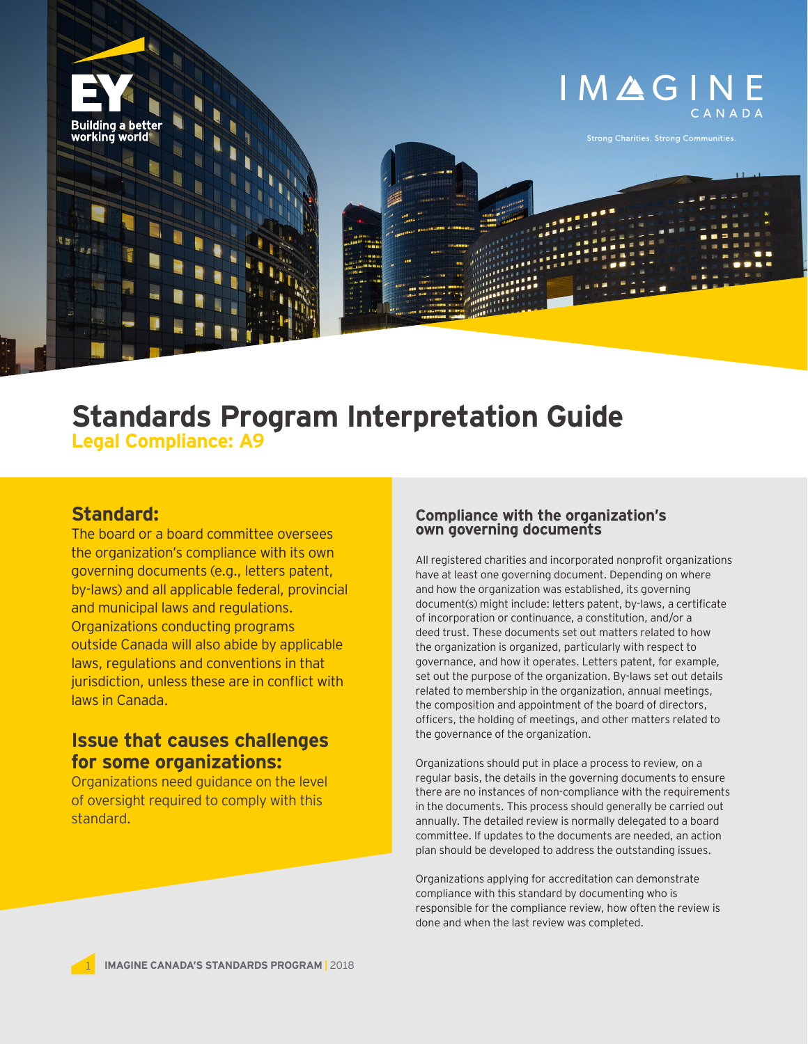# Standards Program Interpretation Guide

## Legal Compliance: A9

## Standard:

The board or a board committee oversees the organization's compliance with its own governing documents (e.g., letters patent, by-laws) and all applicable federal, provincial and municipal laws and regulations. Organizations conducting programs outside Canada will also abide by applicable laws, regulations and conventions in that jurisdiction, unless these are in conflict with laws in Canada.

## Issue that causes challenges for some organizations:

Organizations need guidance on the level of oversight required to comply with this standard.

### Compliance with the organization's own governing documents

All registered charities and incorporated nonprofit organizations have at least one governing document. Depending on where and how the organization was established, its governing document(s) might include: letters patent, by-laws, a certificate of incorporation or continuance, a constitution, and/or a deed trust. These documents set out matters related to how the organization is organized, particularly with respect to governance, and how it operates. Letters patent, for example, set out the purpose of the organization. By-laws set out details related to membership in the organization, annual meetings, the composition and appointment of the board of directors, officers, the holding of meetings, and other matters related to the governance of the organization.

Organizations should put in place a process to review, on a regular basis, the details in the governing documents to ensure there are no instances of non-compliance with the requirements in the documents. This process should generally be carried out annually. The detailed review is normally delegated to a board committee. If updates to the documents are needed, an action plan should be developed to address the outstanding issues.

Organizations applying for accreditation can demonstrate compliance with this standard by documenting who is responsible for the compliance review, how often the review is done and when the last review was completed.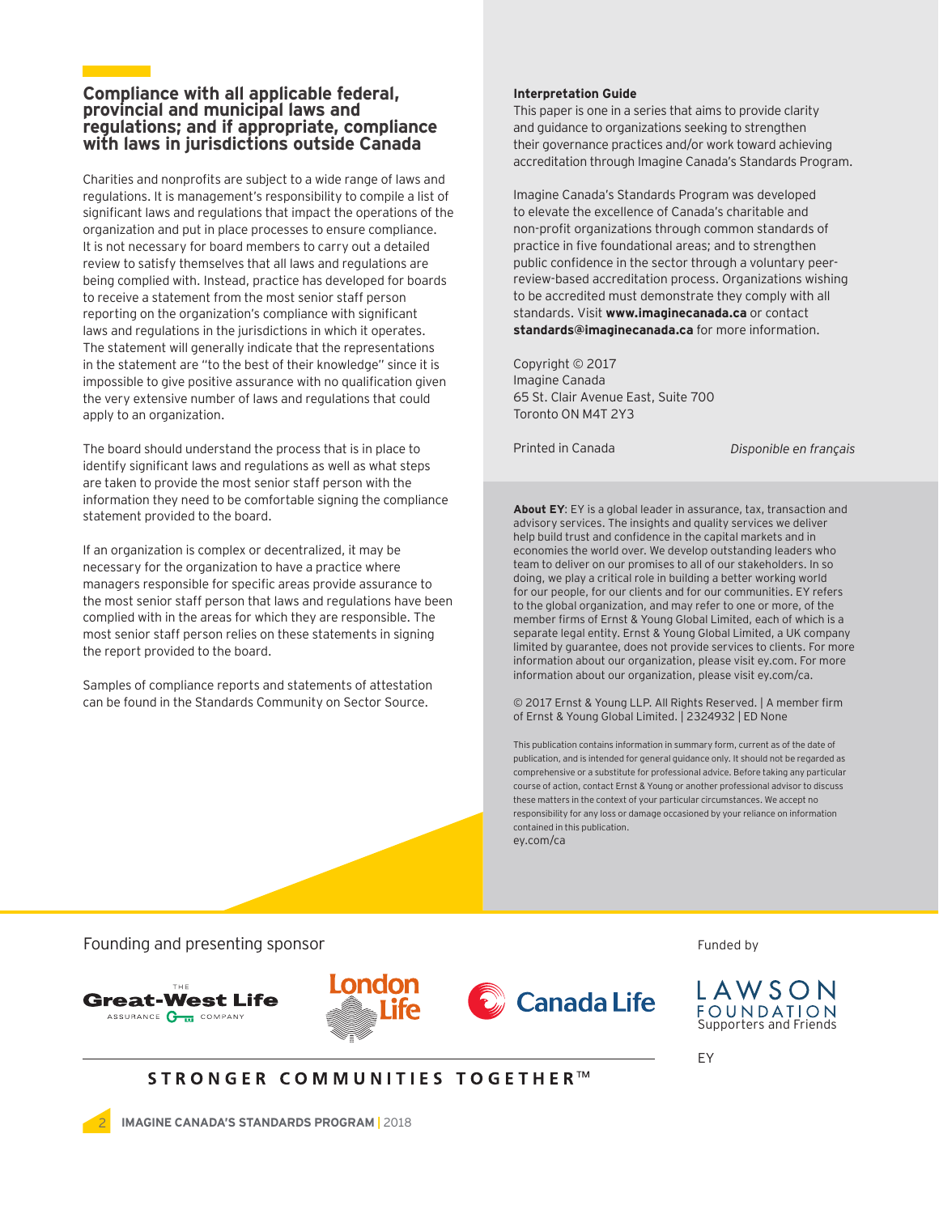## Compliance with all applicable federal, provincial and municipal laws and regulations; and if appropriate, compliance with laws in jurisdictions outside Canada

Charities and nonprofits are subject to a wide range of laws and regulations. It is management's responsibility to compile a list of significant laws and regulations that impact the operations of the organization and put in place processes to ensure compliance. It is not necessary for board members to carry out a detailed review to satisfy themselves that all laws and regulations are being complied with. Instead, practice has developed for boards to receive a statement from the most senior staff person reporting on the organization's compliance with significant laws and regulations in the jurisdictions in which it operates. The statement will generally indicate that the representations in the statement are "to the best of their knowledge" since it is impossible to give positive assurance with no qualification given the very extensive number of laws and regulations that could apply to an organization.

The board should understand the process that is in place to identify significant laws and regulations as well as what steps are taken to provide the most senior staff person with the information they need to be comfortable signing the compliance statement provided to the board.

If an organization is complex or decentralized, it may be necessary for the organization to have a practice where managers responsible for specific areas provide assurance to the most senior staff person that laws and regulations have been complied with in the areas for which they are responsible. The most senior staff person relies on these statements in signing the report provided to the board.

Samples of compliance reports and statements of attestation can be found in the Standards Community on Sector Source.

**Interpretation Guide**

This paper is one in a series that aims to provide clarity and guidance to organizations seeking to strengthen their governance practices and/or work toward achieving accreditation through Imagine Canada's Standards Program.

Imagine Canada's Standards Program was developed to elevate the excellence of Canada's charitable and non-profit organizations through common standards of practice in five foundational areas; and to strengthen public confidence in the sector through a voluntary peer-review-based accreditation process. Organizations wishing to be accredited must demonstrate they comply with all standards. Visit **www.imaginecanada.ca** or contact **standards@imaginecanada.ca** for more information.

Copyright © 2017
Imagine Canada
65 St. Clair Avenue East, Suite 700
Toronto ON M4T 2Y3

Printed in Canada

*Disponible en français*

**About EY**: EY is a global leader in assurance, tax, transaction and advisory services. The insights and quality services we deliver help build trust and confidence in the capital markets and in economies the world over. We develop outstanding leaders who team to deliver on our promises to all of our stakeholders. In so doing, we play a critical role in building a better working world for our people, for our clients and for our communities. EY refers to the global organization, and may refer to one or more, of the member firms of Ernst & Young Global Limited, each of which is a separate legal entity. Ernst & Young Global Limited, a UK company limited by guarantee, does not provide services to clients. For more information about our organization, please visit ey.com. For more information about our organization, please visit ey.com/ca.

© 2017 Ernst & Young LLP. All Rights Reserved. | A member firm of Ernst & Young Global Limited. | 2324932 | ED None

This publication contains information in summary form, current as of the date of publication, and is intended for general guidance only. It should not be regarded as comprehensive or a substitute for professional advice. Before taking any particular course of action, contact Ernst & Young or another professional advisor to discuss these matters in the context of your particular circumstances. We accept no responsibility for any loss or damage occasioned by your reliance on information contained in this publication.
ey.com/ca

Founding and presenting sponsor

The Great-West Life Assurance Company

London Life

Canada Life

STRONGER COMMUNITIES TOGETHER™

Funded by

Lawson Foundation

Supporters and Friends

EY